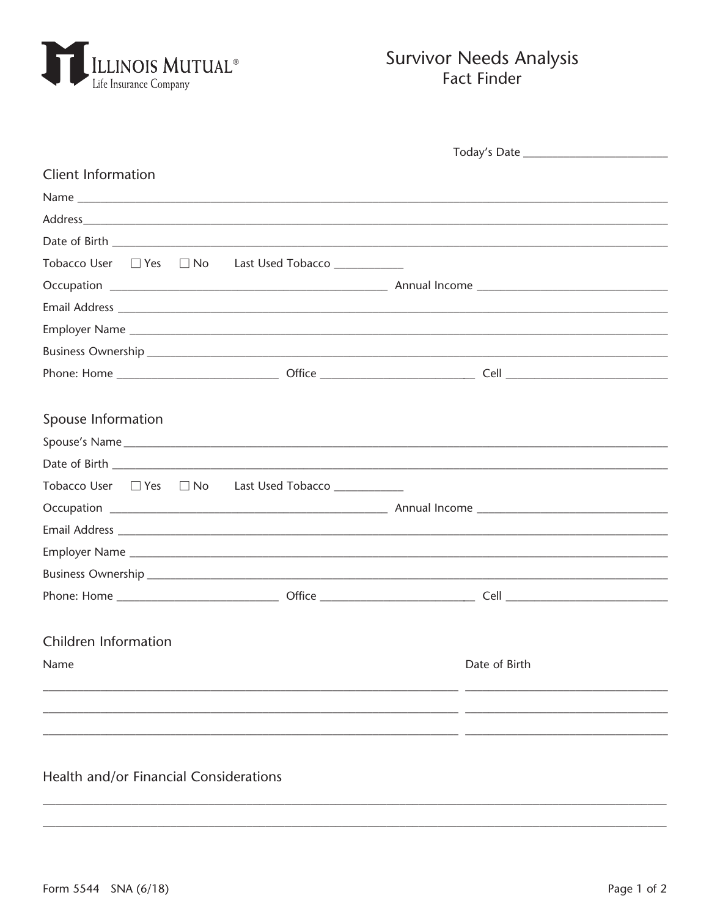ILLINOIS MUTUAL®
Life Insurance Company

# Survivor Needs Analysis
## Fact Finder

Today's Date ________________________

## Client Information

Name ______________________________________________________________________________

Address_____________________________________________________________________________

Date of Birth ________________________________________________________________________

Tobacco User ☐ Yes ☐ No Last Used Tobacco ___________

Occupation ____________________________________________ Annual Income ________________________________

Email Address _______________________________________________________________________

Employer Name ______________________________________________________________________

Business Ownership ___________________________________________________________________

Phone: Home __________________________ Office _________________________ Cell __________________________

## Spouse Information

Spouse's Name _______________________________________________________________________

Date of Birth ________________________________________________________________________

Tobacco User ☐ Yes ☐ No Last Used Tobacco ___________

Occupation ____________________________________________ Annual Income ________________________________

Email Address _______________________________________________________________________

Employer Name ______________________________________________________________________

Business Ownership ___________________________________________________________________

Phone: Home __________________________ Office _________________________ Cell __________________________

## Children Information

| Name | Date of Birth |
|---|---|
| | |
| | |
| | |

## Health and/or Financial Considerations

_____________________________________________________________________________________

_____________________________________________________________________________________

Form 5544 SNA (6/18)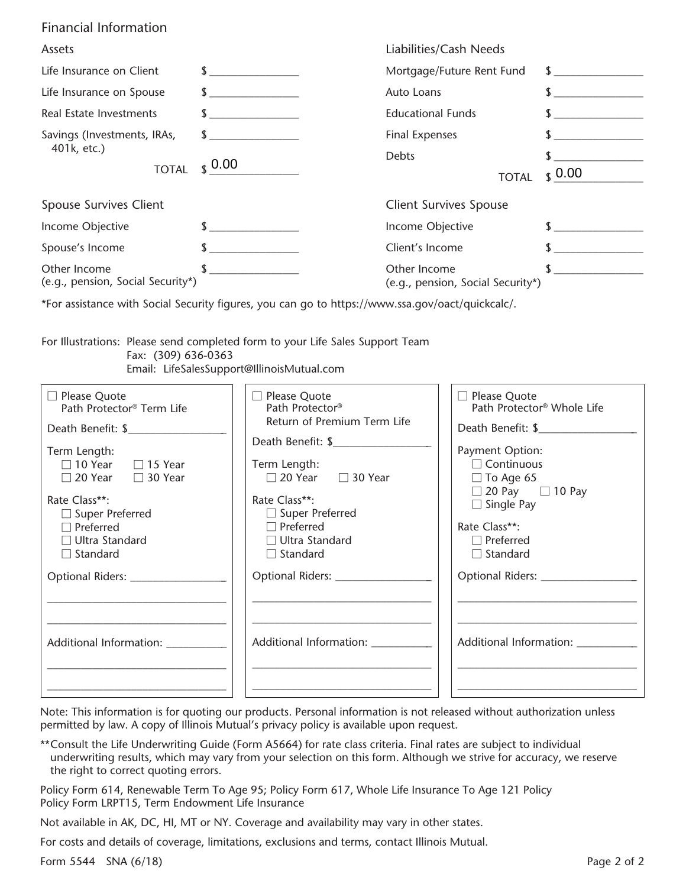## Financial Information

### Assets

| | |
|---|---|
| Life Insurance on Client | $ ________ |
| Life Insurance on Spouse | $ ________ |
| Real Estate Investments | $ ________ |
| Savings (Investments, IRAs, 401k, etc.) | $ ________ |
| TOTAL | $ 0.00 |

### Liabilities/Cash Needs

| | |
|---|---|
| Mortgage/Future Rent Fund | $ ________ |
| Auto Loans | $ ________ |
| Educational Funds | $ ________ |
| Final Expenses | $ ________ |
| Debts | $ ________ |
| TOTAL | $ 0.00 |

### Spouse Survives Client

| | |
|---|---|
| Income Objective | $ ________ |
| Spouse's Income | $ ________ |
| Other Income (e.g., pension, Social Security*) | $ ________ |

### Client Survives Spouse

| | |
|---|---|
| Income Objective | $ ________ |
| Client's Income | $ ________ |
| Other Income (e.g., pension, Social Security*) | $ ________ |

*For assistance with Social Security figures, you can go to https://www.ssa.gov/oact/quickcalc/.

For Illustrations: Please send completed form to your Life Sales Support Team
Fax: (309) 636-0363
Email: LifeSalesSupport@IllinoisMutual.com

☐ Please Quote Path Protector® Term Life

Death Benefit: $________

Term Length:
☐ 10 Year ☐ 15 Year
☐ 20 Year ☐ 30 Year

Rate Class**:
☐ Super Preferred
☐ Preferred
☐ Ultra Standard
☐ Standard

Optional Riders: ________

Additional Information: ________

☐ Please Quote Path Protector® Return of Premium Term Life

Death Benefit: $________

Term Length:
☐ 20 Year ☐ 30 Year

Rate Class**:
☐ Super Preferred
☐ Preferred
☐ Ultra Standard
☐ Standard

Optional Riders: ________

Additional Information: ________

☐ Please Quote Path Protector® Whole Life

Death Benefit: $________

Payment Option:
☐ Continuous
☐ To Age 65
☐ 20 Pay ☐ 10 Pay
☐ Single Pay

Rate Class**:
☐ Preferred
☐ Standard

Optional Riders: ________

Additional Information: ________

Note: This information is for quoting our products. Personal information is not released without authorization unless permitted by law. A copy of Illinois Mutual's privacy policy is available upon request.

**Consult the Life Underwriting Guide (Form A5664) for rate class criteria. Final rates are subject to individual underwriting results, which may vary from your selection on this form. Although we strive for accuracy, we reserve the right to correct quoting errors.

Policy Form 614, Renewable Term To Age 95; Policy Form 617, Whole Life Insurance To Age 121 Policy
Policy Form LRPT15, Term Endowment Life Insurance

Not available in AK, DC, HI, MT or NY. Coverage and availability may vary in other states.

For costs and details of coverage, limitations, exclusions and terms, contact Illinois Mutual.

Form 5544 SNA (6/18)